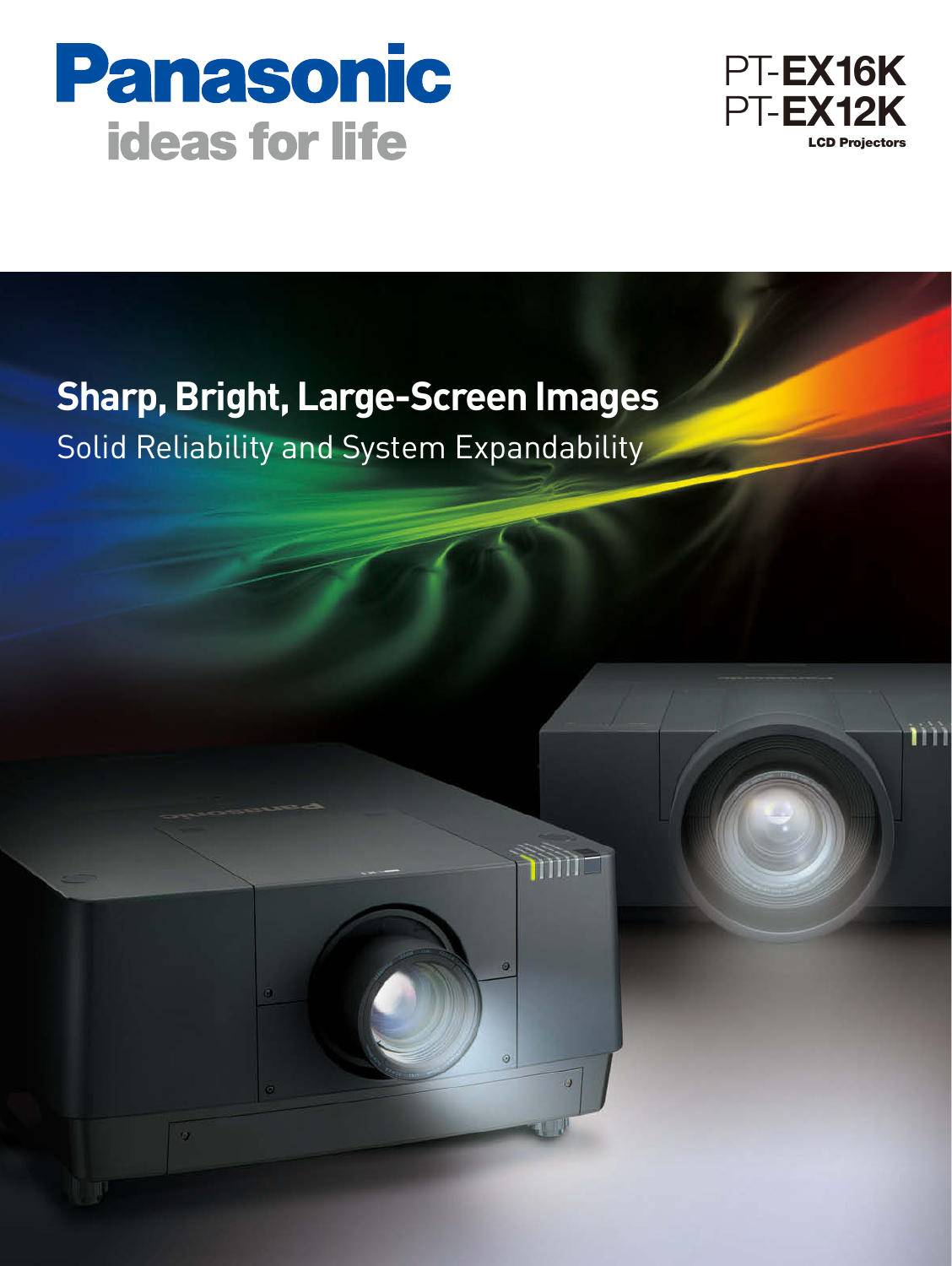Panasonic

ideas for life

PT-**EX16K**
PT-**EX12K**
**LCD Projectors**

# Sharp, Bright, Large-Screen Images

Solid Reliability and System Expandability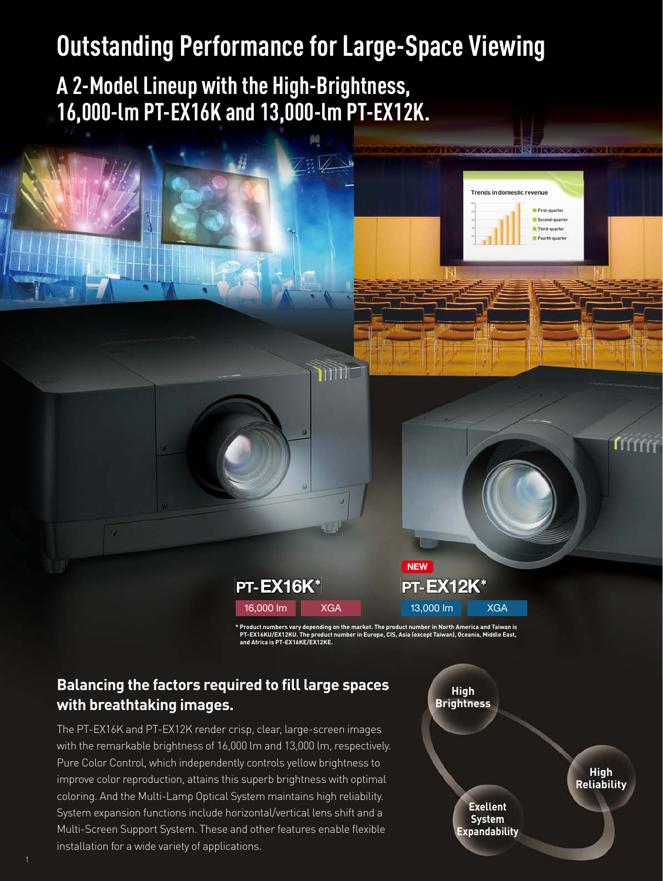# Outstanding Performance for Large-Space Viewing

## A 2-Model Lineup with the High-Brightness, 16,000-lm PT-EX16K and 13,000-lm PT-EX12K.

**PT-EX16K***

16,000 lm | XGA

NEW

**PT-EX12K***

13,000 lm | XGA

* Product numbers vary depending on the market. The product number in North America and Taiwan is PT-EX16KU/EX12KU. The product number in Europe, CIS, Asia (except Taiwan), Oceania, Middle East, and Africa is PT-EX16KE/EX12KE.

### Balancing the factors required to fill large spaces with breathtaking images.

The PT-EX16K and PT-EX12K render crisp, clear, large-screen images with the remarkable brightness of 16,000 lm and 13,000 lm, respectively. Pure Color Control, which independently controls yellow brightness to improve color reproduction, attains this superb brightness with optimal coloring. And the Multi-Lamp Optical System maintains high reliability. System expansion functions include horizontal/vertical lens shift and a Multi-Screen Support System. These and other features enable flexible installation for a wide variety of applications.

High Brightness

High Reliability

Exellent System Expandability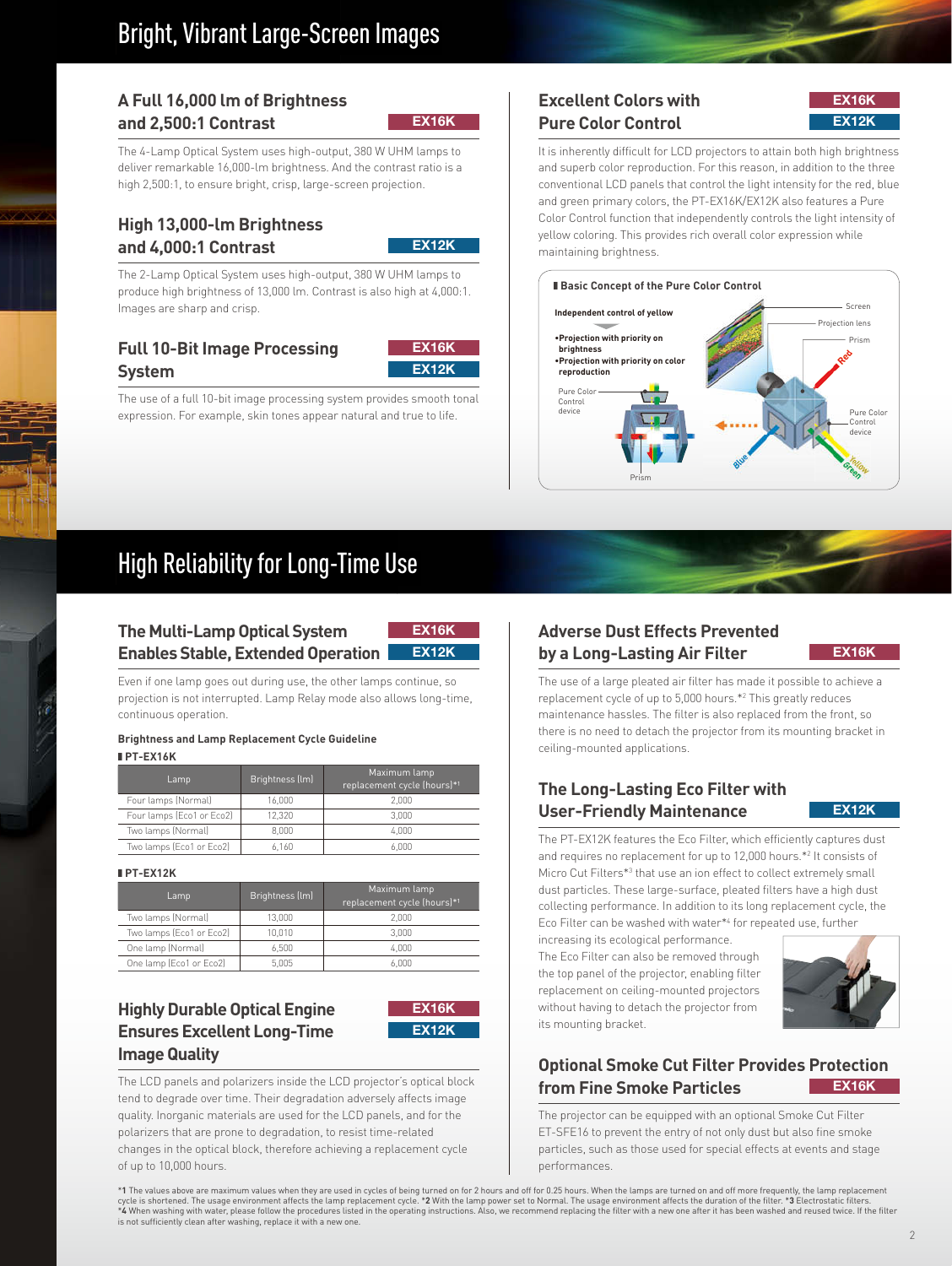# Bright, Vibrant Large-Screen Images

## A Full 16,000 lm of Brightness and 2,500:1 Contrast

**EX16K**

The 4-Lamp Optical System uses high-output, 380 W UHM lamps to deliver remarkable 16,000-lm brightness. And the contrast ratio is a high 2,500:1, to ensure bright, crisp, large-screen projection.

## High 13,000-lm Brightness and 4,000:1 Contrast

**EX12K**

The 2-Lamp Optical System uses high-output, 380 W UHM lamps to produce high brightness of 13,000 lm. Contrast is also high at 4,000:1. Images are sharp and crisp.

## Full 10-Bit Image Processing System

**EX16K** **EX12K**

The use of a full 10-bit image processing system provides smooth tonal expression. For example, skin tones appear natural and true to life.

## Excellent Colors with Pure Color Control

**EX16K** **EX12K**

It is inherently difficult for LCD projectors to attain both high brightness and superb color reproduction. For this reason, in addition to the three conventional LCD panels that control the light intensity for the red, blue and green primary colors, the PT-EX16K/EX12K also features a Pure Color Control function that independently controls the light intensity of yellow coloring. This provides rich overall color expression while maintaining brightness.

**Basic Concept of the Pure Color Control**

Independent control of yellow

- Projection with priority on brightness
- Projection with priority on color reproduction

Pure Color Control device — Prism — Screen — Projection lens — Prism — Red — Pure Color Control device — Blue — Yellow — Green

# High Reliability for Long-Time Use

## The Multi-Lamp Optical System Enables Stable, Extended Operation

**EX16K** **EX12K**

Even if one lamp goes out during use, the other lamps continue, so projection is not interrupted. Lamp Relay mode also allows long-time, continuous operation.

**Brightness and Lamp Replacement Cycle Guideline**

**PT-EX16K**

| Lamp | Brightness (lm) | Maximum lamp replacement cycle (hours)*1 |
|---|---|---|
| Four lamps (Normal) | 16,000 | 2,000 |
| Four lamps (Eco1 or Eco2) | 12,320 | 3,000 |
| Two lamps (Normal) | 8,000 | 4,000 |
| Two lamps (Eco1 or Eco2) | 6,160 | 6,000 |

**PT-EX12K**

| Lamp | Brightness (lm) | Maximum lamp replacement cycle (hours)*1 |
|---|---|---|
| Two lamps (Normal) | 13,000 | 2,000 |
| Two lamps (Eco1 or Eco2) | 10,010 | 3,000 |
| One lamp (Normal) | 6,500 | 4,000 |
| One lamp (Eco1 or Eco2) | 5,005 | 6,000 |

## Highly Durable Optical Engine Ensures Excellent Long-Time Image Quality

**EX16K** **EX12K**

The LCD panels and polarizers inside the LCD projector's optical block tend to degrade over time. Their degradation adversely affects image quality. Inorganic materials are used for the LCD panels, and for the polarizers that are prone to degradation, to resist time-related changes in the optical block, therefore achieving a replacement cycle of up to 10,000 hours.

## Adverse Dust Effects Prevented by a Long-Lasting Air Filter

**EX16K**

The use of a large pleated air filter has made it possible to achieve a replacement cycle of up to 5,000 hours.*2 This greatly reduces maintenance hassles. The filter is also replaced from the front, so there is no need to detach the projector from its mounting bracket in ceiling-mounted applications.

## The Long-Lasting Eco Filter with User-Friendly Maintenance

**EX12K**

The PT-EX12K features the Eco Filter, which efficiently captures dust and requires no replacement for up to 12,000 hours.*2 It consists of Micro Cut Filters*3 that use an ion effect to collect extremely small dust particles. These large-surface, pleated filters have a high dust collecting performance. In addition to its long replacement cycle, the Eco Filter can be washed with water*4 for repeated use, further increasing its ecological performance.

The Eco Filter can also be removed through the top panel of the projector, enabling filter replacement on ceiling-mounted projectors without having to detach the projector from its mounting bracket.

## Optional Smoke Cut Filter Provides Protection from Fine Smoke Particles

**EX16K**

The projector can be equipped with an optional Smoke Cut Filter ET-SFE16 to prevent the entry of not only dust but also fine smoke particles, such as those used for special effects at events and stage performances.

*1 The values above are maximum values when they are used in cycles of being turned on for 2 hours and off for 0.25 hours. When the lamps are turned on and off more frequently, the lamp replacement cycle is shortened. The usage environment affects the lamp replacement cycle. *2 With the lamp power set to Normal. The usage environment affects the duration of the filter. *3 Electrostatic filters.
*4 When washing with water, please follow the procedures listed in the operating instructions. Also, we recommend replacing the filter with a new one after it has been washed and reused twice. If the filter is not sufficiently clean after washing, replace it with a new one.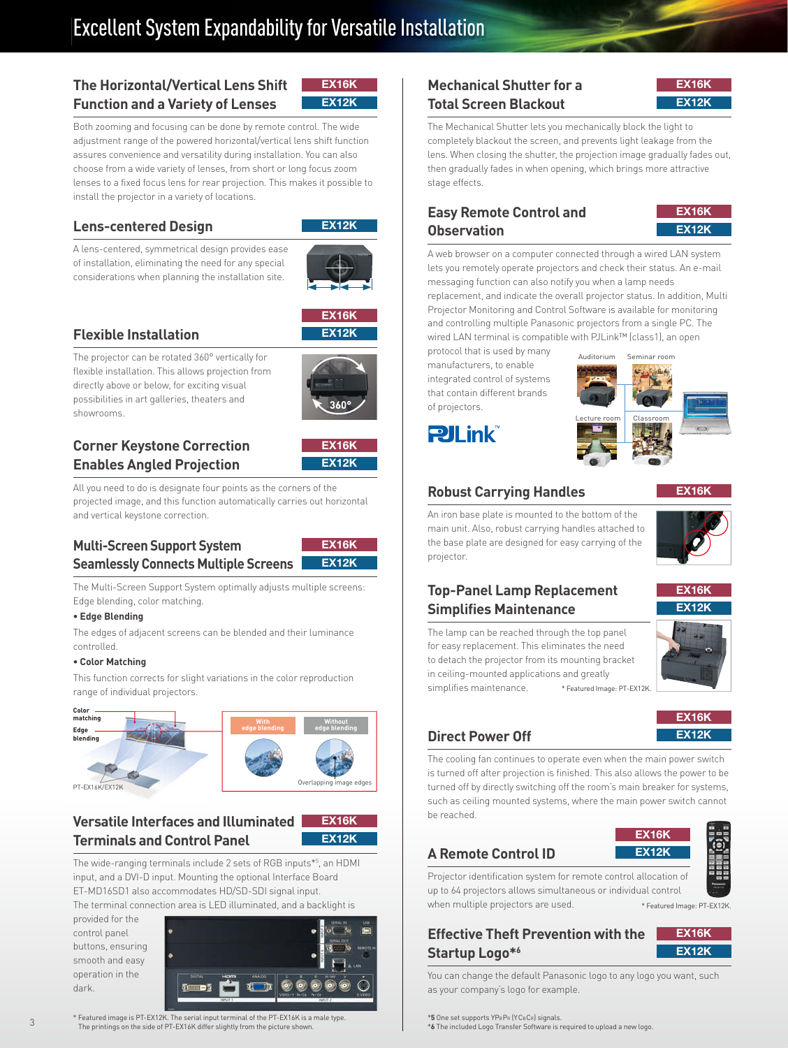# Excellent System Expandability for Versatile Installation

## The Horizontal/Vertical Lens Shift Function and a Variety of Lenses

**EX16K** **EX12K**

Both zooming and focusing can be done by remote control. The wide adjustment range of the powered horizontal/vertical lens shift function assures convenience and versatility during installation. You can also choose from a wide variety of lenses, from short or long focus zoom lenses to a fixed focus lens for rear projection. This makes it possible to install the projector in a variety of locations.

## Lens-centered Design

**EX12K**

A lens-centered, symmetrical design provides ease of installation, eliminating the need for any special considerations when planning the installation site.

## Flexible Installation

**EX16K** **EX12K**

The projector can be rotated 360° vertically for flexible installation. This allows projection from directly above or below, for exciting visual possibilities in art galleries, theaters and showrooms.

## Corner Keystone Correction Enables Angled Projection

**EX16K** **EX12K**

All you need to do is designate four points as the corners of the projected image, and this function automatically carries out horizontal and vertical keystone correction.

## Multi-Screen Support System Seamlessly Connects Multiple Screens

**EX16K** **EX12K**

The Multi-Screen Support System optimally adjusts multiple screens: Edge blending, color matching.

**• Edge Blending**

The edges of adjacent screens can be blended and their luminance controlled.

**• Color Matching**

This function corrects for slight variations in the color reproduction range of individual projectors.

Color matching / Edge blending / PT-EX16K/EX12K

With edge blending / Without edge blending / Overlapping image edges

## Versatile Interfaces and Illuminated Terminals and Control Panel

**EX16K** **EX12K**

The wide-ranging terminals include 2 sets of RGB inputs*5, an HDMI input, and a DVI-D input. Mounting the optional Interface Board ET-MD16SD1 also accommodates HD/SD-SDI signal input. The terminal connection area is LED illuminated, and a backlight is provided for the control panel buttons, ensuring smooth and easy operation in the dark.

\* Featured image is PT-EX12K. The serial input terminal of the PT-EX16K is a male type. The printings on the side of PT-EX16K differ slightly from the picture shown.

## Mechanical Shutter for a Total Screen Blackout

**EX16K** **EX12K**

The Mechanical Shutter lets you mechanically block the light to completely blackout the screen, and prevents light leakage from the lens. When closing the shutter, the projection image gradually fades out, then gradually fades in when opening, which brings more attractive stage effects.

## Easy Remote Control and Observation

**EX16K** **EX12K**

A web browser on a computer connected through a wired LAN system lets you remotely operate projectors and check their status. An e-mail messaging function can also notify you when a lamp needs replacement, and indicate the overall projector status. In addition, Multi Projector Monitoring and Control Software is available for monitoring and controlling multiple Panasonic projectors from a single PC. The wired LAN terminal is compatible with PJLink™ (class1), an open protocol that is used by many manufacturers, to enable integrated control of systems that contain different brands of projectors.

Auditorium / Seminar room / Lecture room / Classroom

PJLink™

## Robust Carrying Handles

**EX16K**

An iron base plate is mounted to the bottom of the main unit. Also, robust carrying handles attached to the base plate are designed for easy carrying of the projector.

## Top-Panel Lamp Replacement Simplifies Maintenance

**EX16K** **EX12K**

The lamp can be reached through the top panel for easy replacement. This eliminates the need to detach the projector from its mounting bracket in ceiling-mounted applications and greatly simplifies maintenance.

\* Featured Image: PT-EX12K.

## Direct Power Off

**EX16K** **EX12K**

The cooling fan continues to operate even when the main power switch is turned off after projection is finished. This also allows the power to be turned off by directly switching off the room's main breaker for systems, such as ceiling mounted systems, where the main power switch cannot be reached.

## A Remote Control ID

**EX16K** **EX12K**

Projector identification system for remote control allocation of up to 64 projectors allows simultaneous or individual control when multiple projectors are used.

\* Featured Image: PT-EX12K.

## Effective Theft Prevention with the Startup Logo*6

**EX16K** **EX12K**

You can change the default Panasonic logo to any logo you want, such as your company's logo for example.

*5 One set supports YPBPR (YCBCR) signals.
*6 The included Logo Transfer Software is required to upload a new logo.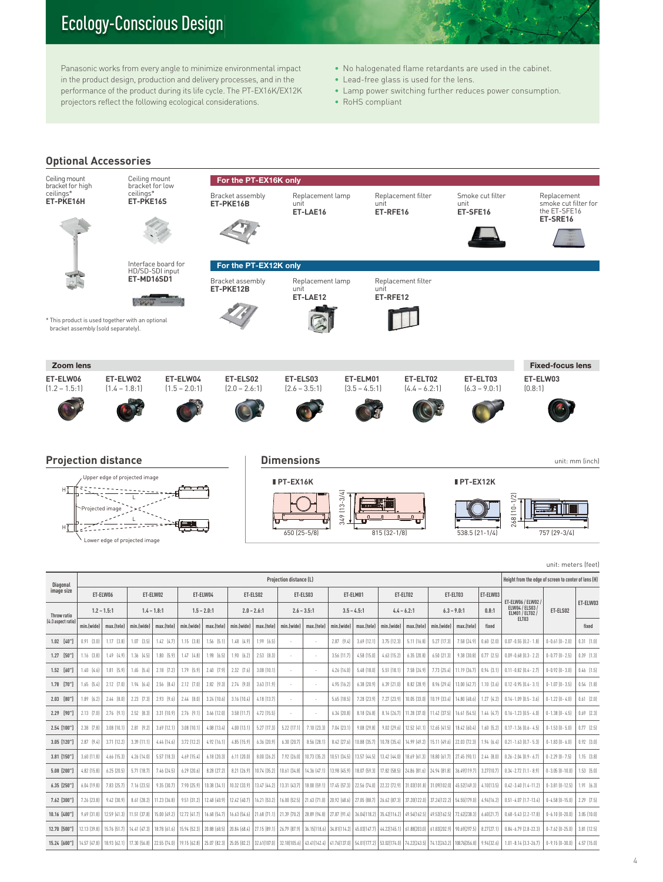# Ecology-Conscious Design

Panasonic works from every angle to minimize environmental impact in the product design, production and delivery processes, and in the performance of the product during its life cycle. The PT-EX16K/EX12K projectors reflect the following ecological considerations.

- No halogenated flame retardants are used in the cabinet.
- Lead-free glass is used for the lens.
- Lamp power switching further reduces power consumption.
- RoHS compliant

## Optional Accessories

Ceiling mount bracket for high ceilings*
**ET-PKE16H**

Ceiling mount bracket for low ceilings*
**ET-PKE16S**

Interface board for HD/SD-SDI input
**ET-MD16SD1**

\* This product is used together with an optional bracket assembly (sold separately).

**For the PT-EX16K only**

Bracket assembly
**ET-PKE16B**

Replacement lamp unit
**ET-LAE16**

Replacement filter unit
**ET-RFE16**

Smoke cut filter unit
**ET-SFE16**

Replacement smoke cut filter for the ET-SFE16
**ET-SRE16**

**For the PT-EX12K only**

Bracket assembly
**ET-PKE12B**

Replacement lamp unit
**ET-LAE12**

Replacement filter unit
**ET-RFE12**

**Zoom lens**

**ET-ELW06** (1.2 – 1.5:1)
**ET-ELW02** (1.4 – 1.8:1)
**ET-ELW04** (1.5 – 2.0:1)
**ET-ELS02** (2.0 – 2.6:1)
**ET-ELS03** (2.6 – 3.5:1)
**ET-ELM01** (3.5 – 4.5:1)
**ET-ELT02** (4.4 – 6.2:1)
**ET-ELT03** (6.3 – 9.0:1)

**Fixed-focus lens**

**ET-ELW03** (0.8:1)

## Projection distance

Upper edge of projected image
Projected image
Lower edge of projected image

## Dimensions

unit: mm (inch)

**PT-EX16K**: 650 (25-5/8), 349 (13-3/4), 815 (32-1/8)

**PT-EX12K**: 538.5 (21-1/4), 268 (10-1/2), 757 (29-3/4)

unit: meters (feet)

| Diagonal image size | Projection distance (L) | | | | | | | | | | | | | | | | | Height from the edge of screen to center of lens (H) | | |
|---|---|---|---|---|---|---|---|---|---|---|---|---|---|---|---|---|---|---|---|---|
| | ET-ELW06 | | ET-ELW02 | | ET-ELW04 | | ET-ELS02 | | ET-ELS03 | | ET-ELM01 | | ET-ELT02 | | ET-ELT03 | | ET-ELW03 | ET-ELW06 / ELW02 / ELW04 / ELS03 / ELM01 / ELT02 / ELT03 | ET-ELS02 | ET-ELW03 |
| Throw ratio (4:3 aspect ratio) | 1.2 – 1.5:1 | | 1.4 – 1.8:1 | | 1.5 – 2.0:1 | | 2.0 – 2.6:1 | | 2.6 – 3.5:1 | | 3.5 – 4.5:1 | | 4.4 – 6.2:1 | | 6.3 – 9.0:1 | | 0.8:1 | | | |
| | min.(wide) | max.(tele) | min.(wide) | max.(tele) | min.(wide) | max.(tele) | min.(wide) | max.(tele) | min.(wide) | max.(tele) | min.(wide) | max.(tele) | min.(wide) | max.(tele) | min.(wide) | max.(tele) | fixed | | | fixed |
| 1.02 (40") | 0.91 (3.0) | 1.17 (3.8) | 1.07 (3.5) | 1.42 (4.7) | 1.15 (3.8) | 1.56 (5.1) | 1.48 (4.9) | 1.99 (6.5) | - | - | 2.87 (9.4) | 3.69 (12.1) | 3.75 (12.3) | 5.11 (16.8) | 5.27 (17.3) | 7.58 (24.9) | 0.60 (2.0) | 0.07–0.55 (0.2 - 1.8) | 0–0.61 (0 - 2.0) | 0.31 (1.0) |
| 1.27 (50") | 1.16 (3.8) | 1.49 (4.9) | 1.36 (4.5) | 1.80 (5.9) | 1.47 (4.8) | 1.98 (6.5) | 1.90 (6.2) | 2.53 (8.3) | - | - | 3.56 (11.7) | 4.58 (15.0) | 4.63 (15.2) | 6.35 (20.8) | 6.50 (21.3) | 9.38 (30.8) | 0.77 (2.5) | 0.09–0.68 (0.3 - 2.2) | 0–0.77 (0 - 2.5) | 0.39 (1.3) |
| 1.52 (60") | 1.40 (4.6) | 1.81 (5.9) | 1.65 (5.4) | 2.18 (7.2) | 1.79 (5.9) | 2.40 (7.9) | 2.32 (7.6) | 3.08 (10.1) | - | - | 4.26 (14.0) | 5.48 (18.0) | 5.51 (18.1) | 7.58 (24.9) | 7.73 (25.4) | 11.19 (36.7) | 0.94 (3.1) | 0.11–0.82 (0.4 - 2.7) | 0–0.92 (0 - 3.0) | 0.46 (1.5) |
| 1.78 (70") | 1.65 (5.4) | 2.12 (7.0) | 1.94 (6.4) | 2.56 (8.4) | 2.12 (7.0) | 2.82 (9.3) | 2.74 (9.0) | 3.63 (11.9) | - | - | 4.95 (16.2) | 6.38 (20.9) | 6.39 (21.0) | 8.82 (28.9) | 8.96 (29.4) | 13.00 (42.7) | 1.10 (3.6) | 0.12–0.95 (0.4 - 3.1) | 0–1.07 (0 - 3.5) | 0.54 (1.8) |
| 2.03 (80") | 1.89 (6.2) | 2.44 (8.0) | 2.23 (7.3) | 2.93 (9.6) | 2.44 (8.0) | 3.24 (10.6) | 3.16 (10.4) | 4.18 (13.7) | - | - | 5.65 (18.5) | 7.28 (23.9) | 7.27 (23.9) | 10.05 (33.0) | 10.19 (33.4) | 14.80 (48.6) | 1.27 (4.2) | 0.14–1.09 (0.5 - 3.6) | 0–1.22 (0 - 4.0) | 0.61 (2.0) |
| 2.29 (90") | 2.13 (7.0) | 2.76 (9.1) | 2.52 (8.3) | 3.31 (10.9) | 2.76 (9.1) | 3.66 (12.0) | 3.58 (11.7) | 4.72 (15.5) | - | - | 6.34 (20.8) | 8.18 (26.8) | 8.14 (26.7) | 11.28 (37.0) | 11.42 (37.5) | 16.61 (54.5) | 1.44 (4.7) | 0.16–1.23 (0.5 - 4.0) | 0–1.38 (0 - 4.5) | 0.69 (2.3) |
| 2.54 (100") | 2.38 (7.8) | 3.08 (10.1) | 2.81 (9.2) | 3.69 (12.1) | 3.08 (10.1) | 4.08 (13.4) | 4.00 (13.1) | 5.27 (17.3) | 5.22 (17.1) | 7.10 (23.3) | 7.04 (23.1) | 9.08 (29.8) | 9.02 (29.6) | 12.52 (41.1) | 12.65 (41.5) | 18.42 (60.4) | 1.60 (5.2) | 0.17–1.36 (0.6 - 4.5) | 0–1.53 (0 - 5.0) | 0.77 (2.5) |
| 3.05 (120") | 2.87 (9.4) | 3.71 (12.2) | 3.39 (11.1) | 4.44 (14.6) | 3.72 (12.2) | 4.92 (16.1) | 4.85 (15.9) | 6.36 (20.9) | 6.30 (20.7) | 8.56 (28.1) | 8.42 (27.6) | 10.88 (35.7) | 10.78 (35.4) | 14.99 (49.2) | 15.11 (49.6) | 22.03 (72.3) | 1.94 (6.4) | 0.21–1.63 (0.7 - 5.3) | 0–1.83 (0 - 6.0) | 0.92 (3.0) |
| 3.81 (150") | 3.60 (11.8) | 4.66 (15.3) | 4.26 (14.0) | 5.57 (18.3) | 4.69 (15.4) | 6.18 (20.3) | 6.11 (20.0) | 8.00 (26.2) | 7.92 (26.0) | 10.73 (35.2) | 10.51 (34.5) | 13.57 (44.5) | 13.42 (44.0) | 18.69 (61.3) | 18.80 (61.7) | 27.45 (90.1) | 2.44 (8.0) | 0.26–2.04 (0.9 - 6.7) | 0–2.29 (0 - 7.5) | 1.15 (3.8) |
| 5.08 (200") | 4.82 (15.8) | 6.25 (20.5) | 5.71 (18.7) | 7.46 (24.5) | 6.29 (20.6) | 8.28 (27.2) | 8.21 (26.9) | 10.74 (35.2) | 10.61 (34.8) | 14.36 (47.1) | 13.98 (45.9) | 18.07 (59.3) | 17.82 (58.5) | 24.86 (81.6) | 24.94 (81.8) | 36.49 (119.7) | 3.27 (10.7) | 0.34–2.72 (1.1 - 8.9) | 0–3.05 (0 - 10.0) | 1.53 (5.0) |
| 6.35 (250") | 6.04 (19.8) | 7.83 (25.7) | 7.16 (23.5) | 9.35 (30.7) | 7.90 (25.9) | 10.38 (34.1) | 10.32 (33.9) | 13.47 (44.2) | 13.31 (43.7) | 18.00 (59.1) | 17.45 (57.3) | 22.56 (74.0) | 22.22 (72.9) | 31.03 (101.8) | 31.09 (102.0) | 45.52 (149.3) | 4.10 (13.5) | 0.42–3.40 (1.4 - 11.2) | 0–3.81 (0 - 12.5) | 1.91 (6.3) |
| 7.62 (300") | 7.26 (23.8) | 9.42 (30.9) | 8.61 (28.2) | 11.23 (36.8) | 9.51 (31.2) | 12.48 (40.9) | 12.42 (40.7) | 16.21 (53.2) | 16.00 (52.5) | 21.63 (71.0) | 20.92 (68.6) | 27.05 (88.7) | 26.62 (87.3) | 37.20 (122.0) | 37.24 (122.2) | 54.55 (179.0) | 4.94 (16.2) | 0.51–4.07 (1.7 - 13.4) | 0–4.58 (0 - 15.0) | 2.29 (7.5) |
| 10.16 (400") | 9.69 (31.8) | 12.59 (41.3) | 11.51 (37.8) | 15.00 (49.2) | 12.72 (41.7) | 16.68 (54.7) | 16.63 (54.6) | 21.68 (71.1) | 21.39 (70.2) | 28.89 (94.8) | 27.87 (91.4) | 36.04 (118.2) | 35.42 (116.2) | 49.54 (162.5) | 49.53 (162.5) | 72.62 (238.3) | 6.60 (21.7) | 0.68–5.43 (2.2 - 17.8) | 0–6.10 (0 - 20.0) | 3.05 (10.0) |
| 12.70 (500") | 12.13 (39.8) | 15.76 (51.7) | 14.41 (47.3) | 18.78 (61.6) | 15.94 (52.3) | 20.88 (68.5) | 20.84 (68.4) | 27.15 (89.1) | 26.79 (87.9) | 36.15 (118.6) | 34.81 (114.2) | 45.03 (147.7) | 44.22 (145.1) | 61.88 (203.0) | 61.83 (202.9) | 90.69 (297.5) | 8.27 (27.1) | 0.84–6.79 (2.8 - 22.3) | 0–7.62 (0 - 25.0) | 3.81 (12.5) |
| 15.24 (600") | 14.57 (47.8) | 18.93 (62.1) | 17.30 (56.8) | 22.55 (74.0) | 19.15 (62.8) | 25.07 (82.3) | 25.05 (82.2) | 32.61 (107.0) | 32.18 (105.6) | 43.41 (142.4) | 41.76 (137.0) | 54.01 (177.2) | 53.02 (174.0) | 74.22 (243.5) | 74.12 (243.2) | 108.76 (356.8) | 9.94 (32.6) | 1.01–8.14 (3.3 - 26.7) | 0–9.15 (0 - 30.0) | 4.57 (15.0) |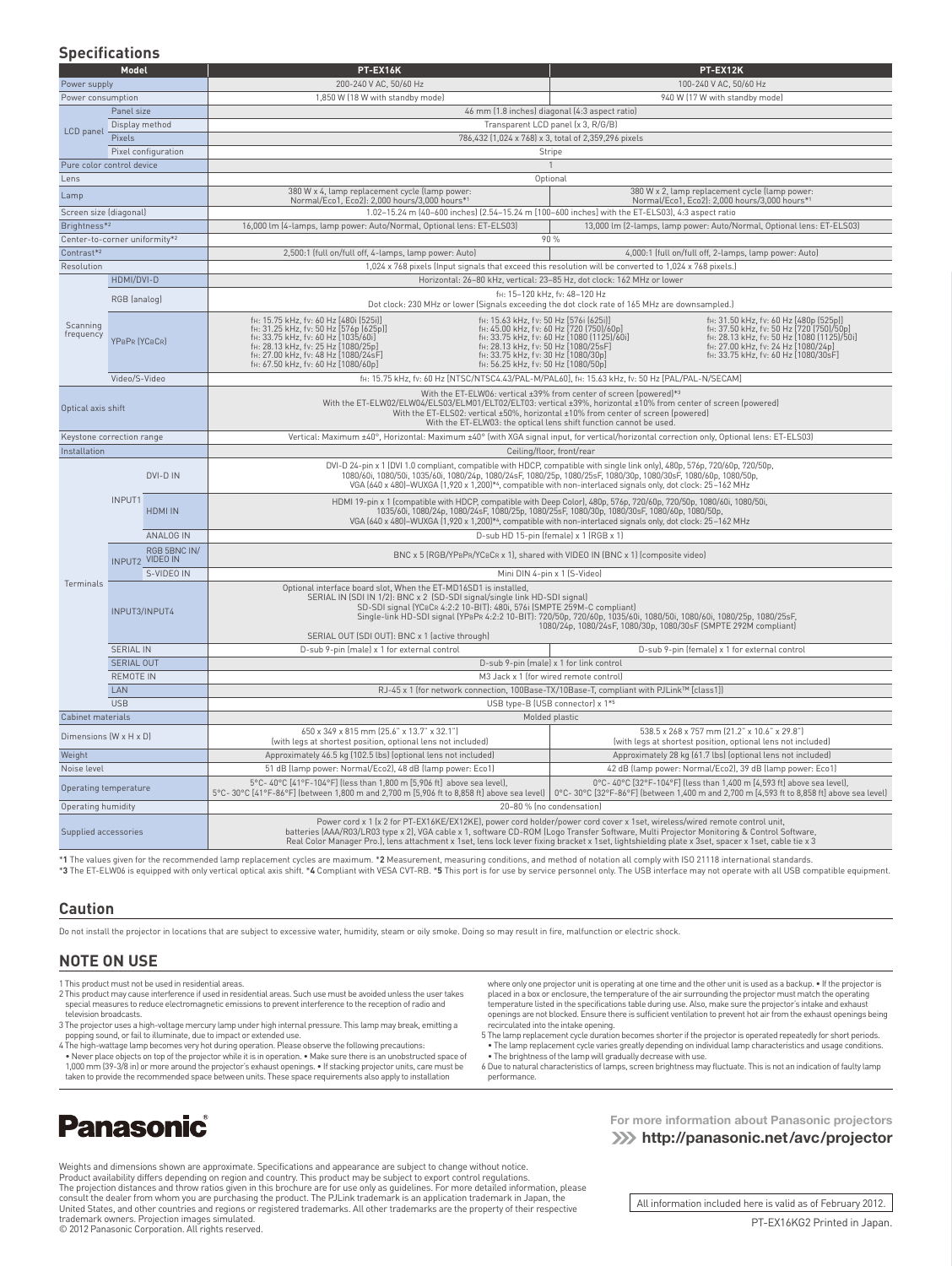## Specifications

| Model | | | PT-EX16K | PT-EX12K |
|---|---|---|---|---|
| Power supply | | | 200-240 V AC, 50/60 Hz | 100-240 V AC, 50/60 Hz |
| Power consumption | | | 1,850 W (18 W with standby mode) | 940 W (17 W with standby mode) |
| LCD panel | Panel size | | 46 mm (1.8 inches) diagonal (4:3 aspect ratio) | |
| | Display method | | Transparent LCD panel (x 3, R/G/B) | |
| | Pixels | | 786,432 (1,024 x 768) x 3, total of 2,359,296 pixels | |
| | Pixel configuration | | Stripe | |
| Pure color control device | | | 1 | |
| Lens | | | Optional | |
| Lamp | | | 380 W x 4, lamp replacement cycle (lamp power: Normal/Eco1, Eco2): 2,000 hours/3,000 hours*1 | 380 W x 2, lamp replacement cycle (lamp power: Normal/Eco1, Eco2): 2,000 hours/3,000 hours*1 |
| Screen size (diagonal) | | | 1.02–15.24 m (40–600 inches) (2.54–15.24 m [100–600 inches] with the ET-ELS03), 4:3 aspect ratio | |
| Brightness*2 | | | 16,000 lm (4-lamps, lamp power: Auto/Normal, Optional lens: ET-ELS03) | 13,000 lm (2-lamps, lamp power: Auto/Normal, Optional lens: ET-ELS03) |
| Center-to-corner uniformity*2 | | | 90 % | |
| Contrast*2 | | | 2,500:1 (full on/full off, 4-lamps, lamp power: Auto) | 4,000:1 (full on/full off, 2-lamps, lamp power: Auto) |
| Resolution | | | 1,024 x 768 pixels (Input signals that exceed this resolution will be converted to 1,024 x 768 pixels.) | |
| Scanning frequency | HDMI/DVI-D | | Horizontal: 26–80 kHz, vertical: 23–85 Hz, dot clock: 162 MHz or lower | |
| | RGB (analog) | | fH: 15–120 kHz, fV: 48–120 Hz<br>Dot clock: 230 MHz or lower (Signals exceeding the dot clock rate of 165 MHz are downsampled.) | |
| | YPBPR (YCBCR) | | fH: 15.75 kHz, fV: 60 Hz [480i (525i)]<br>fH: 31.25 kHz, fV: 50 Hz [576p (625p)]<br>fH: 33.75 kHz, fV: 60 Hz [1035/60i]<br>fH: 28.13 kHz, fV: 25 Hz [1080/25p]<br>fH: 27.00 kHz, fV: 48 Hz [1080/24sF]<br>fH: 67.50 kHz, fV: 60 Hz [1080/60p]<br>fH: 15.63 kHz, fV: 50 Hz [576i (625i)]<br>fH: 45.00 kHz, fV: 60 Hz [720 (750)/60p]<br>fH: 33.75 kHz, fV: 60 Hz [1080 (1125)/60i]<br>fH: 28.13 kHz, fV: 50 Hz [1080/25sF]<br>fH: 33.75 kHz, fV: 30 Hz [1080/30p]<br>fH: 56.25 kHz, fV: 50 Hz [1080/50p]<br>fH: 31.50 kHz, fV: 60 Hz [480p (525p)]<br>fH: 37.50 kHz, fV: 50 Hz [720 (750)/50p]<br>fH: 28.13 kHz, fV: 50 Hz [1080 (1125)/50i]<br>fH: 27.00 kHz, fV: 24 Hz [1080/24p]<br>fH: 33.75 kHz, fV: 60 Hz [1080/30sF] | |
| | Video/S-Video | | fH: 15.75 kHz, fV: 60 Hz [NTSC/NTSC4.43/PAL-M/PAL60], fH: 15.63 kHz, fV: 50 Hz [PAL/PAL-N/SECAM] | |
| Optical axis shift | | | With the ET-ELW06: vertical ±39% from center of screen (powered)*3<br>With the ET-ELW02/ELW04/ELS03/ELM01/ELT02/ELT03: vertical ±39%, horizontal ±10% from center of screen (powered)<br>With the ET-ELS02: vertical ±50%, horizontal ±10% from center of screen (powered)<br>With the ET-ELW03: the optical lens shift function cannot be used. | |
| Keystone correction range | | | Vertical: Maximum ±40°, Horizontal: Maximum ±40° (with XGA signal input, for vertical/horizontal correction only, Optional lens: ET-ELS03) | |
| Installation | | | Ceiling/floor, front/rear | |
| Terminals | INPUT1 | DVI-D IN | DVI-D 24-pin x 1 (DVI 1.0 compliant, compatible with HDCP, compatible with single link only), 480p, 576p, 720/60p, 720/50p, 1080/60i, 1080/50i, 1035/60i, 1080/24p, 1080/24sF, 1080/25p, 1080/25sF, 1080/30p, 1080/30sF, 1080/60p, 1080/50p, VGA (640 x 480)–WUXGA (1,920 x 1,200)*4, compatible with non-interlaced signals only, dot clock: 25–162 MHz | |
| | | HDMI IN | HDMI 19-pin x 1 (compatible with HDCP, compatible with Deep Color), 480p, 576p, 720/60p, 720/50p, 1080/60i, 1080/50i, 1035/60i, 1080/24p, 1080/24sF, 1080/25p, 1080/25sF, 1080/30p, 1080/30sF, 1080/60p, 1080/50p, VGA (640 x 480)–WUXGA (1,920 x 1,200)*4, compatible with non-interlaced signals only, dot clock: 25–162 MHz | |
| | | ANALOG IN | D-sub HD 15-pin (female) x 1 (RGB x 1) | |
| | INPUT2 | RGB 5BNC IN/ VIDEO IN | BNC x 5 (RGB/YPBPR/YCBCR x 1), shared with VIDEO IN (BNC x 1) (composite video) | |
| | | S-VIDEO IN | Mini DIN 4-pin x 1 (S-Video) | |
| | INPUT3/INPUT4 | | Optional interface board slot, When the ET-MD16SD1 is installed,<br>SERIAL IN (SDI IN 1/2): BNC x 2 (SD-SDI signal/single link HD-SDI signal)<br>SD-SDI signal (YCBCR 4:2:2 10-BIT): 480i, 576i (SMPTE 259M-C compliant)<br>Single-link HD-SDI signal (YPBPR 4:2:2 10-BIT): 720/50p, 720/60p, 1035/60i, 1080/50i, 1080/60i, 1080/25p, 1080/25F, 1080/24p, 1080/24sF, 1080/30p, 1080/30sF (SMPTE 292M compliant)<br>SERIAL OUT (SDI OUT): BNC x 1 (active through) | |
| | SERIAL IN | | D-sub 9-pin (male) x 1 for external control | D-sub 9-pin (female) x 1 for external control |
| | SERIAL OUT | | D-sub 9-pin (male) x 1 for link control | |
| | REMOTE IN | | M3 Jack x 1 (for wired remote control) | |
| | LAN | | RJ-45 x 1 (for network connection, 100Base-TX/10Base-T, compliant with PJLink™ [class1]) | |
| | USB | | USB type-B (USB connector) x 1*5 | |
| Cabinet materials | | | Molded plastic | |
| Dimensions (W x H x D) | | | 650 x 349 x 815 mm (25.6" x 13.7" x 32.1")<br>(with legs at shortest position, optional lens not included) | 538.5 x 268 x 757 mm (21.2" x 10.6" x 29.8")<br>(with legs at shortest position, optional lens not included) |
| Weight | | | Approximately 46.5 kg (102.5 lbs) (optional lens not included) | Approximately 28 kg (61.7 lbs) (optional lens not included) |
| Noise level | | | 51 dB (lamp power: Normal/Eco2), 48 dB (lamp power: Eco1) | 42 dB (lamp power: Normal/Eco2), 39 dB (lamp power: Eco1) |
| Operating temperature | | | 5°C- 40°C [41°F-104°F] (less than 1,800 m [5,906 ft] above sea level),<br>5°C- 30°C [41°F-86°F] (between 1,800 m and 2,700 m [5,906 ft to 8,858 ft] above sea level) | 0°C- 40°C [32°F-104°F] (less than 1,400 m [4,593 ft] above sea level),<br>0°C- 30°C [32°F-86°F] (between 1,400 m and 2,700 m [4,593 ft to 8,858 ft] above sea level) |
| Operating humidity | | | 20–80 % (no condensation) | |
| Supplied accessories | | | Power cord x 1 (x 2 for PT-EX16KE/EX12KE), power cord holder/power cord cover x 1set, wireless/wired remote control unit, batteries (AAA/R03/LR03 type x 2), VGA cable x 1, software CD-ROM (Logo Transfer Software, Multi Projector Monitoring & Control Software, Real Color Manager Pro.), lens attachment x 1set, lens lock lever fixing bracket x 1set, lightshielding plate x 3set, spacer x 1set, cable tie x 3 | |

*1 The values given for the recommended lamp replacement cycles are maximum. *2 Measurement, measuring conditions, and method of notation all comply with ISO 21118 international standards.
*3 The ET-ELW06 is equipped with only vertical optical axis shift. *4 Compliant with VESA CVT-RB. *5 This port is for use by service personnel only. The USB interface may not operate with all USB compatible equipment.

## Caution

Do not install the projector in locations that are subject to excessive water, humidity, steam or oily smoke. Doing so may result in fire, malfunction or electric shock.

## NOTE ON USE

1 This product must not be used in residential areas.
2 This product may cause interference if used in residential areas. Such use must be avoided unless the user takes special measures to reduce electromagnetic emissions to prevent interference to the reception of radio and television broadcasts.
3 The projector uses a high-voltage mercury lamp under high internal pressure. This lamp may break, emitting a popping sound, or fail to illuminate, due to impact or extended use.
4 The high-wattage lamp becomes very hot during operation. Please observe the following precautions:
 • Never place objects on top of the projector while it is in operation. • Make sure there is an unobstructed space of 1,000 mm (39-3/8 in) or more around the projector's exhaust openings. • If stacking projector units, care must be taken to provide the recommended space between units. These space requirements also apply to installation where only one projector unit is operating at one time and the other unit is used as a backup. • If the projector is placed in a box or enclosure, the temperature of the air surrounding the projector must match the operating temperature listed in the specifications table during use. Also, make sure the projector's intake and exhaust openings are not blocked. Ensure there is sufficient ventilation to prevent hot air from the exhaust openings being recirculated into the intake opening.
5 The lamp replacement cycle duration becomes shorter if the projector is operated repeatedly for short periods.
 • The lamp replacement cycle varies greatly depending on individual lamp characteristics and usage conditions.
 • The brightness of the lamp will gradually decrease with use.
6 Due to natural characteristics of lamps, screen brightness may fluctuate. This is not an indication of faulty lamp performance.

Panasonic

For more information about Panasonic projectors
http://panasonic.net/avc/projector

Weights and dimensions shown are approximate. Specifications and appearance are subject to change without notice.
Product availability differs depending on region and country. This product may be subject to export control regulations.
The projection distances and throw ratios given in this brochure are for use only as guidelines. For more detailed information, please consult the dealer from whom you are purchasing the product. The PJLink trademark is an application trademark in Japan, the United States, and other countries and regions or registered trademarks. All other trademarks are the property of their respective trademark owners. Projection images simulated.
© 2012 Panasonic Corporation. All rights reserved.

All information included here is valid as of February 2012.

PT-EX16KG2 Printed in Japan.